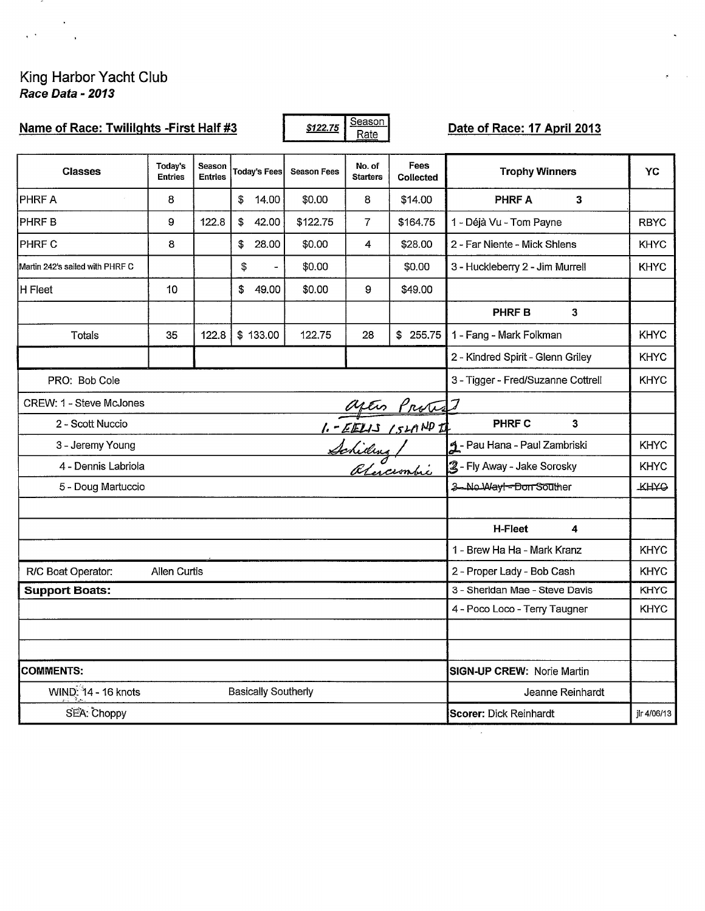# King Harbor Yacht Club

***Race Data - 2013***

**Name of Race: Twililghts -First Half #3**

| $122.75 | Season Rate |
|---|---|

**Date of Race: 17 April 2013**

| Classes | Today's Entries | Season Entries | Today's Fees | Season Fees | No. of Starters | Fees Collected |
|---|---|---|---|---|---|---|
| PHRF A | 8 | | $ 14.00 | $0.00 | 8 | $14.00 |
| PHRF B | 9 | 122.8 | $ 42.00 | $122.75 | 7 | $164.75 |
| PHRF C | 8 | | $ 28.00 | $0.00 | 4 | $28.00 |
| Martin 242's sailed with PHRF C | | | $ - | $0.00 | | $0.00 |
| H Fleet | 10 | | $ 49.00 | $0.00 | 9 | $49.00 |
| | | | | | | |
| Totals | 35 | 122.8 | $ 133.00 | 122.75 | 28 | $ 255.75 |

| Trophy Winners | YC |
|---|---|
| **PHRF A 3** | |
| 1 - Déjà Vu - Tom Payne | RBYC |
| 2 - Far Niente - Mick Shlens | KHYC |
| 3 - Huckleberry 2 - Jim Murrell | KHYC |
| | |
| **PHRF B 3** | |
| 1 - Fang - Mark Folkman | KHYC |
| 2 - Kindred Spirit - Glenn Griley | KHYC |
| 3 - Tigger - Fred/Suzanne Cottrell | KHYC |
| | |
| **PHRF C 3** | |
| 2 - Pau Hana - Paul Zambriski (handwritten: 1 over 2) | KHYC |
| 3 - Fly Away - Jake Sorosky (handwritten: 2 over 3) | KHYC |
| ~~3 - No Way! - Don Souther~~ | ~~KHYC~~ |
| | |
| **H-Fleet 4** | |
| 1 - Brew Ha Ha - Mark Kranz | KHYC |
| 2 - Proper Lady - Bob Cash | KHYC |
| 3 - Sheridan Mae - Steve Davis | KHYC |
| 4 - Poco Loco - Terry Taugner | KHYC |

*Handwritten: After Protest — 1. - Ellis Island II — Schilling / Abercrombie*

PRO: Bob Cole

CREW: 1 - Steve McJones
- 2 - Scott Nuccio
- 3 - Jeremy Young
- 4 - Dennis Labriola
- 5 - Doug Martuccio

R/C Boat Operator: Allen Curtis

**Support Boats:**

**COMMENTS:**

WIND: 14 - 16 knots — Basically Southerly

SEA: Choppy

**SIGN-UP CREW:** Norie Martin, Jeanne Reinhardt

**Scorer:** Dick Reinhardt — jlr 4/06/13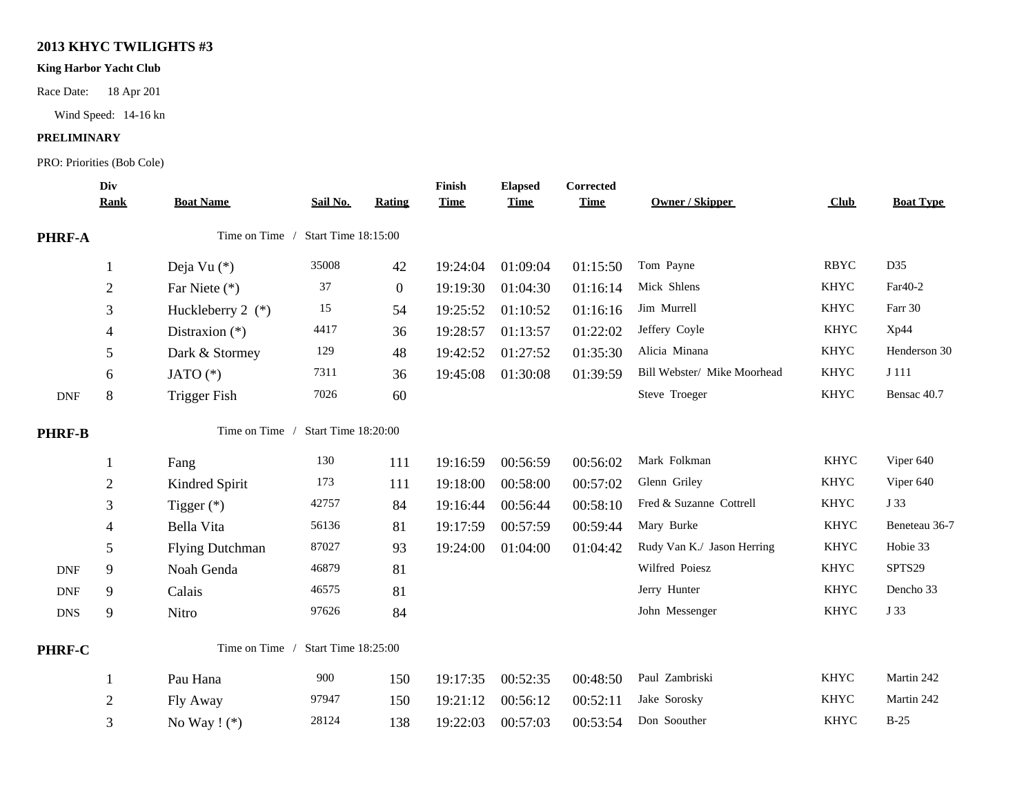**2013 KHYC TWILIGHTS #3**

**King Harbor Yacht Club**

Race Date: 18 Apr 201

Wind Speed: 14-16 kn

**PRELIMINARY**

PRO: Priorities (Bob Cole)

| | Div Rank | Boat Name | Sail No. | Rating | Finish Time | Elapsed Time | Corrected Time | Owner / Skipper | Club | Boat Type |
|---|---|---|---|---|---|---|---|---|---|---|
| **PHRF-A** | | Time on Time / Start Time 18:15:00 | | | | | | | | |
| | 1 | Deja Vu (*) | 35008 | 42 | 19:24:04 | 01:09:04 | 01:15:50 | Tom Payne | RBYC | D35 |
| | 2 | Far Niete (*) | 37 | 0 | 19:19:30 | 01:04:30 | 01:16:14 | Mick Shlens | KHYC | Far40-2 |
| | 3 | Huckleberry 2 (*) | 15 | 54 | 19:25:52 | 01:10:52 | 01:16:16 | Jim Murrell | KHYC | Farr 30 |
| | 4 | Distraxion (*) | 4417 | 36 | 19:28:57 | 01:13:57 | 01:22:02 | Jeffery Coyle | KHYC | Xp44 |
| | 5 | Dark & Stormey | 129 | 48 | 19:42:52 | 01:27:52 | 01:35:30 | Alicia Minana | KHYC | Henderson 30 |
| | 6 | JATO (*) | 7311 | 36 | 19:45:08 | 01:30:08 | 01:39:59 | Bill Webster/ Mike Moorhead | KHYC | J 111 |
| DNF | 8 | Trigger Fish | 7026 | 60 | | | | Steve Troeger | KHYC | Bensac 40.7 |
| **PHRF-B** | | Time on Time / Start Time 18:20:00 | | | | | | | | |
| | 1 | Fang | 130 | 111 | 19:16:59 | 00:56:59 | 00:56:02 | Mark Folkman | KHYC | Viper 640 |
| | 2 | Kindred Spirit | 173 | 111 | 19:18:00 | 00:58:00 | 00:57:02 | Glenn Griley | KHYC | Viper 640 |
| | 3 | Tigger (*) | 42757 | 84 | 19:16:44 | 00:56:44 | 00:58:10 | Fred & Suzanne Cottrell | KHYC | J 33 |
| | 4 | Bella Vita | 56136 | 81 | 19:17:59 | 00:57:59 | 00:59:44 | Mary Burke | KHYC | Beneteau 36-7 |
| | 5 | Flying Dutchman | 87027 | 93 | 19:24:00 | 01:04:00 | 01:04:42 | Rudy Van K./ Jason Herring | KHYC | Hobie 33 |
| DNF | 9 | Noah Genda | 46879 | 81 | | | | Wilfred Poiesz | KHYC | SPTS29 |
| DNF | 9 | Calais | 46575 | 81 | | | | Jerry Hunter | KHYC | Dencho 33 |
| DNS | 9 | Nitro | 97626 | 84 | | | | John Messenger | KHYC | J 33 |
| **PHRF-C** | | Time on Time / Start Time 18:25:00 | | | | | | | | |
| | 1 | Pau Hana | 900 | 150 | 19:17:35 | 00:52:35 | 00:48:50 | Paul Zambriski | KHYC | Martin 242 |
| | 2 | Fly Away | 97947 | 150 | 19:21:12 | 00:56:12 | 00:52:11 | Jake Sorosky | KHYC | Martin 242 |
| | 3 | No Way ! (*) | 28124 | 138 | 19:22:03 | 00:57:03 | 00:53:54 | Don Soouther | KHYC | B-25 |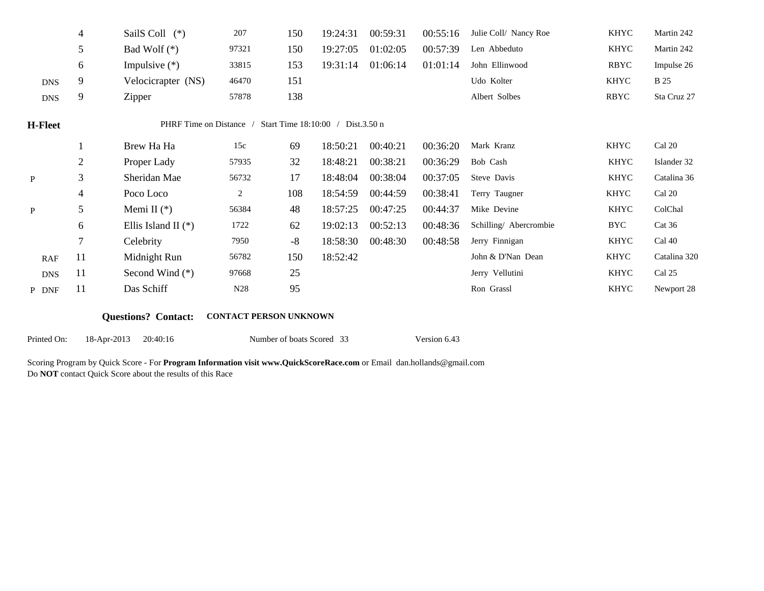| | | | | | | | | | | |
|---|---|---|---|---|---|---|---|---|---|---|
| | 4 | SailS Coll (*) | 207 | 150 | 19:24:31 | 00:59:31 | 00:55:16 | Julie Coll/ Nancy Roe | KHYC | Martin 242 |
| | 5 | Bad Wolf (*) | 97321 | 150 | 19:27:05 | 01:02:05 | 00:57:39 | Len Abbeduto | KHYC | Martin 242 |
| | 6 | Impulsive (*) | 33815 | 153 | 19:31:14 | 01:06:14 | 01:01:14 | John Ellinwood | RBYC | Impulse 26 |
| DNS | 9 | Velocicrapter (NS) | 46470 | 151 | | | | Udo Kolter | KHYC | B 25 |
| DNS | 9 | Zipper | 57878 | 138 | | | | Albert Solbes | RBYC | Sta Cruz 27 |

**H-Fleet** PHRF Time on Distance / Start Time 18:10:00 / Dist.3.50 n

| | | | | | | | | | | |
|---|---|---|---|---|---|---|---|---|---|---|
| | 1 | Brew Ha Ha | 15c | 69 | 18:50:21 | 00:40:21 | 00:36:20 | Mark Kranz | KHYC | Cal 20 |
| | 2 | Proper Lady | 57935 | 32 | 18:48:21 | 00:38:21 | 00:36:29 | Bob Cash | KHYC | Islander 32 |
| P | 3 | Sheridan Mae | 56732 | 17 | 18:48:04 | 00:38:04 | 00:37:05 | Steve Davis | KHYC | Catalina 36 |
| | 4 | Poco Loco | 2 | 108 | 18:54:59 | 00:44:59 | 00:38:41 | Terry Taugner | KHYC | Cal 20 |
| P | 5 | Memi II (*) | 56384 | 48 | 18:57:25 | 00:47:25 | 00:44:37 | Mike Devine | KHYC | ColChal |
| | 6 | Ellis Island II (*) | 1722 | 62 | 19:02:13 | 00:52:13 | 00:48:36 | Schilling/ Abercrombie | BYC | Cat 36 |
| | 7 | Celebrity | 7950 | -8 | 18:58:30 | 00:48:30 | 00:48:58 | Jerry Finnigan | KHYC | Cal 40 |
| RAF | 11 | Midnight Run | 56782 | 150 | 18:52:42 | | | John & D'Nan Dean | KHYC | Catalina 320 |
| DNS | 11 | Second Wind (*) | 97668 | 25 | | | | Jerry Vellutini | KHYC | Cal 25 |
| P DNF | 11 | Das Schiff | N28 | 95 | | | | Ron Grassl | KHYC | Newport 28 |

**Questions? Contact:** **CONTACT PERSON UNKNOWN**

Printed On: 18-Apr-2013 20:40:16 Number of boats Scored 33 Version 6.43

Scoring Program by Quick Score - For **Program Information visit www.QuickScoreRace.com** or Email dan.hollands@gmail.com
Do **NOT** contact Quick Score about the results of this Race